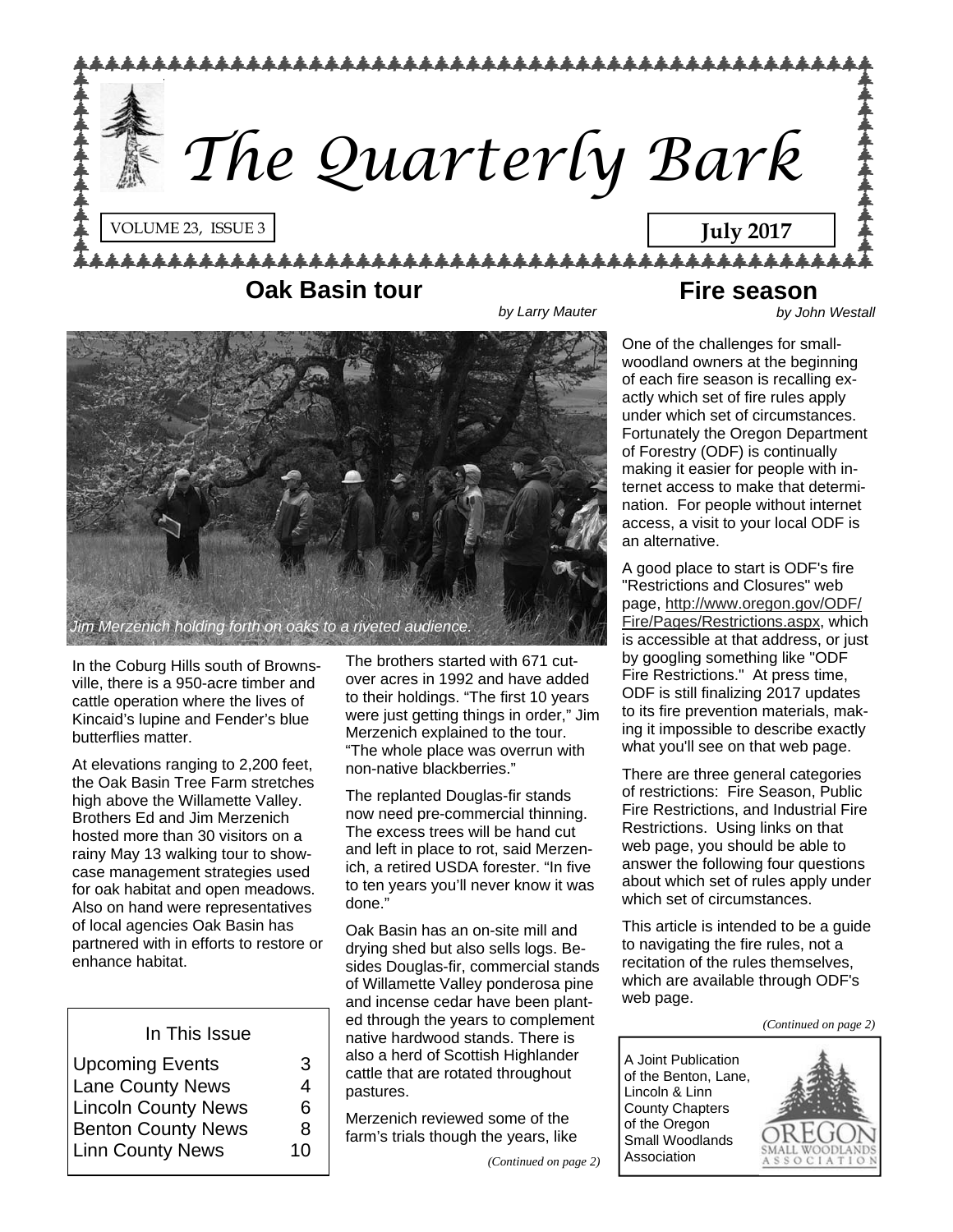# The Quarterly Bark

VOLUME 23, ISSUE 3

**July 2017**

## Oak Basin tour

*by Larry Mauter*

*Jim Merzenich holding forth on oaks to a riveted audience.*

In the Coburg Hills south of Brownsville, there is a 950-acre timber and cattle operation where the lives of Kincaid's lupine and Fender's blue butterflies matter.

At elevations ranging to 2,200 feet, the Oak Basin Tree Farm stretches high above the Willamette Valley. Brothers Ed and Jim Merzenich hosted more than 30 visitors on a rainy May 13 walking tour to showcase management strategies used for oak habitat and open meadows. Also on hand were representatives of local agencies Oak Basin has partnered with in efforts to restore or enhance habitat.

The brothers started with 671 cutover acres in 1992 and have added to their holdings. "The first 10 years were just getting things in order," Jim Merzenich explained to the tour. "The whole place was overrun with non-native blackberries."

The replanted Douglas-fir stands now need pre-commercial thinning. The excess trees will be hand cut and left in place to rot, said Merzenich, a retired USDA forester. "In five to ten years you'll never know it was done."

Oak Basin has an on-site mill and drying shed but also sells logs. Besides Douglas-fir, commercial stands of Willamette Valley ponderosa pine and incense cedar have been planted through the years to complement native hardwood stands. There is also a herd of Scottish Highlander cattle that are rotated throughout pastures.

Merzenich reviewed some of the farm's trials though the years, like

*(Continued on page 2)*

| In This Issue | |
|---|---|
| Upcoming Events | 3 |
| Lane County News | 4 |
| Lincoln County News | 6 |
| Benton County News | 8 |
| Linn County News | 10 |

## Fire season

*by John Westall*

One of the challenges for small-woodland owners at the beginning of each fire season is recalling exactly which set of fire rules apply under which set of circumstances. Fortunately the Oregon Department of Forestry (ODF) is continually making it easier for people with internet access to make that determination. For people without internet access, a visit to your local ODF is an alternative.

A good place to start is ODF's fire "Restrictions and Closures" web page, http://www.oregon.gov/ODF/Fire/Pages/Restrictions.aspx, which is accessible at that address, or just by googling something like "ODF Fire Restrictions." At press time, ODF is still finalizing 2017 updates to its fire prevention materials, making it impossible to describe exactly what you'll see on that web page.

There are three general categories of restrictions: Fire Season, Public Fire Restrictions, and Industrial Fire Restrictions. Using links on that web page, you should be able to answer the following four questions about which set of rules apply under which set of circumstances.

This article is intended to be a guide to navigating the fire rules, not a recitation of the rules themselves, which are available through ODF's web page.

*(Continued on page 2)*

A Joint Publication of the Benton, Lane, Lincoln & Linn County Chapters of the Oregon Small Woodlands Association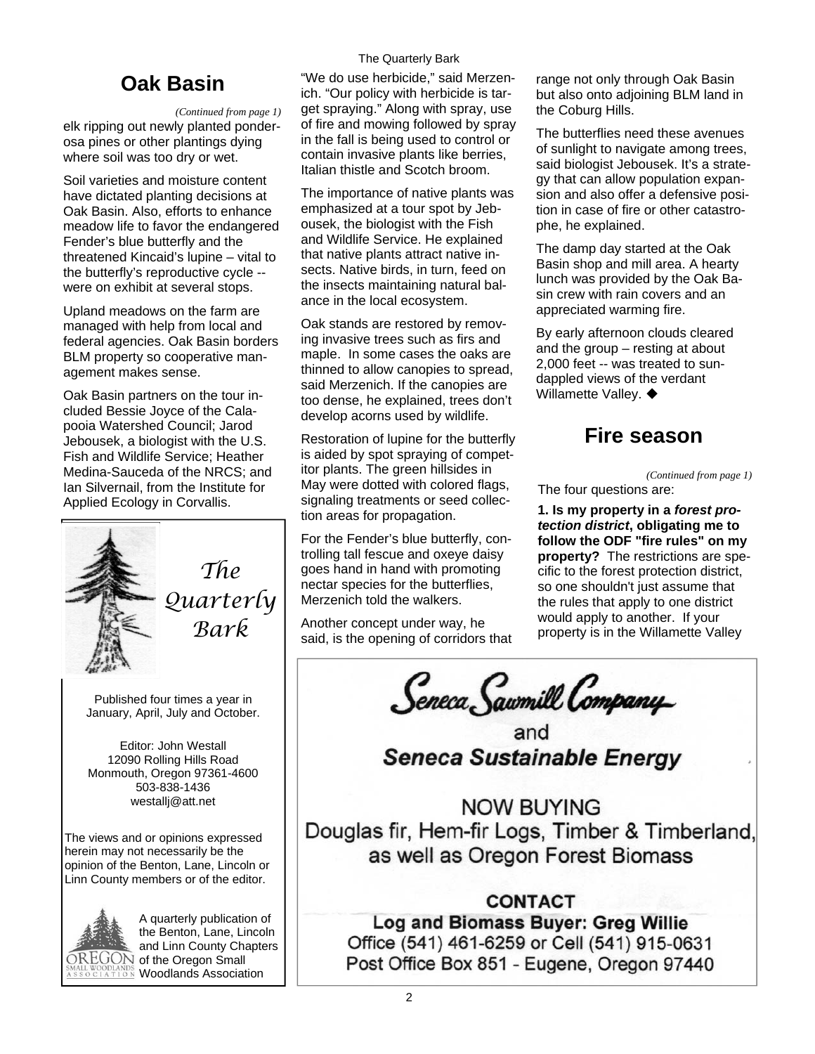## Oak Basin

*(Continued from page 1)*

elk ripping out newly planted ponderosa pines or other plantings dying where soil was too dry or wet.

Soil varieties and moisture content have dictated planting decisions at Oak Basin. Also, efforts to enhance meadow life to favor the endangered Fender's blue butterfly and the threatened Kincaid's lupine – vital to the butterfly's reproductive cycle -- were on exhibit at several stops.

Upland meadows on the farm are managed with help from local and federal agencies. Oak Basin borders BLM property so cooperative management makes sense.

Oak Basin partners on the tour included Bessie Joyce of the Calapooia Watershed Council; Jarod Jebousek, a biologist with the U.S. Fish and Wildlife Service; Heather Medina-Sauceda of the NRCS; and Ian Silvernail, from the Institute for Applied Ecology in Corvallis.

"We do use herbicide," said Merzenich. "Our policy with herbicide is target spraying." Along with spray, use of fire and mowing followed by spray in the fall is being used to control or contain invasive plants like berries, Italian thistle and Scotch broom.

The importance of native plants was emphasized at a tour spot by Jebousek, the biologist with the Fish and Wildlife Service. He explained that native plants attract native insects. Native birds, in turn, feed on the insects maintaining natural balance in the local ecosystem.

Oak stands are restored by removing invasive trees such as firs and maple. In some cases the oaks are thinned to allow canopies to spread, said Merzenich. If the canopies are too dense, he explained, trees don't develop acorns used by wildlife.

Restoration of lupine for the butterfly is aided by spot spraying of competitor plants. The green hillsides in May were dotted with colored flags, signaling treatments or seed collection areas for propagation.

For the Fender's blue butterfly, controlling tall fescue and oxeye daisy goes hand in hand with promoting nectar species for the butterflies, Merzenich told the walkers.

Another concept under way, he said, is the opening of corridors that range not only through Oak Basin but also onto adjoining BLM land in the Coburg Hills.

The butterflies need these avenues of sunlight to navigate among trees, said biologist Jebousek. It's a strategy that can allow population expansion and also offer a defensive position in case of fire or other catastrophe, he explained.

The damp day started at the Oak Basin shop and mill area. A hearty lunch was provided by the Oak Basin crew with rain covers and an appreciated warming fire.

By early afternoon clouds cleared and the group – resting at about 2,000 feet -- was treated to sun-dappled views of the verdant Willamette Valley. ◆

*The Quarterly Bark*

Published four times a year in January, April, July and October.

Editor: John Westall
12090 Rolling Hills Road
Monmouth, Oregon 97361-4600
503-838-1436
westallj@att.net

The views and or opinions expressed herein may not necessarily be the opinion of the Benton, Lane, Lincoln or Linn County members or of the editor.

A quarterly publication of the Benton, Lane, Lincoln and Linn County Chapters of the Oregon Small Woodlands Association

## Fire season

*(Continued from page 1)*

The four questions are:

**1. Is my property in a *forest protection district*, obligating me to follow the ODF "fire rules" on my property?** The restrictions are specific to the forest protection district, so one shouldn't just assume that the rules that apply to one district would apply to another. If your property is in the Willamette Valley

---

**Seneca Sawmill Company**
and
***Seneca Sustainable Energy***

NOW BUYING
Douglas fir, Hem-fir Logs, Timber & Timberland, as well as Oregon Forest Biomass

**CONTACT**
**Log and Biomass Buyer: Greg Willie**
Office (541) 461-6259 or Cell (541) 915-0631
Post Office Box 851 - Eugene, Oregon 97440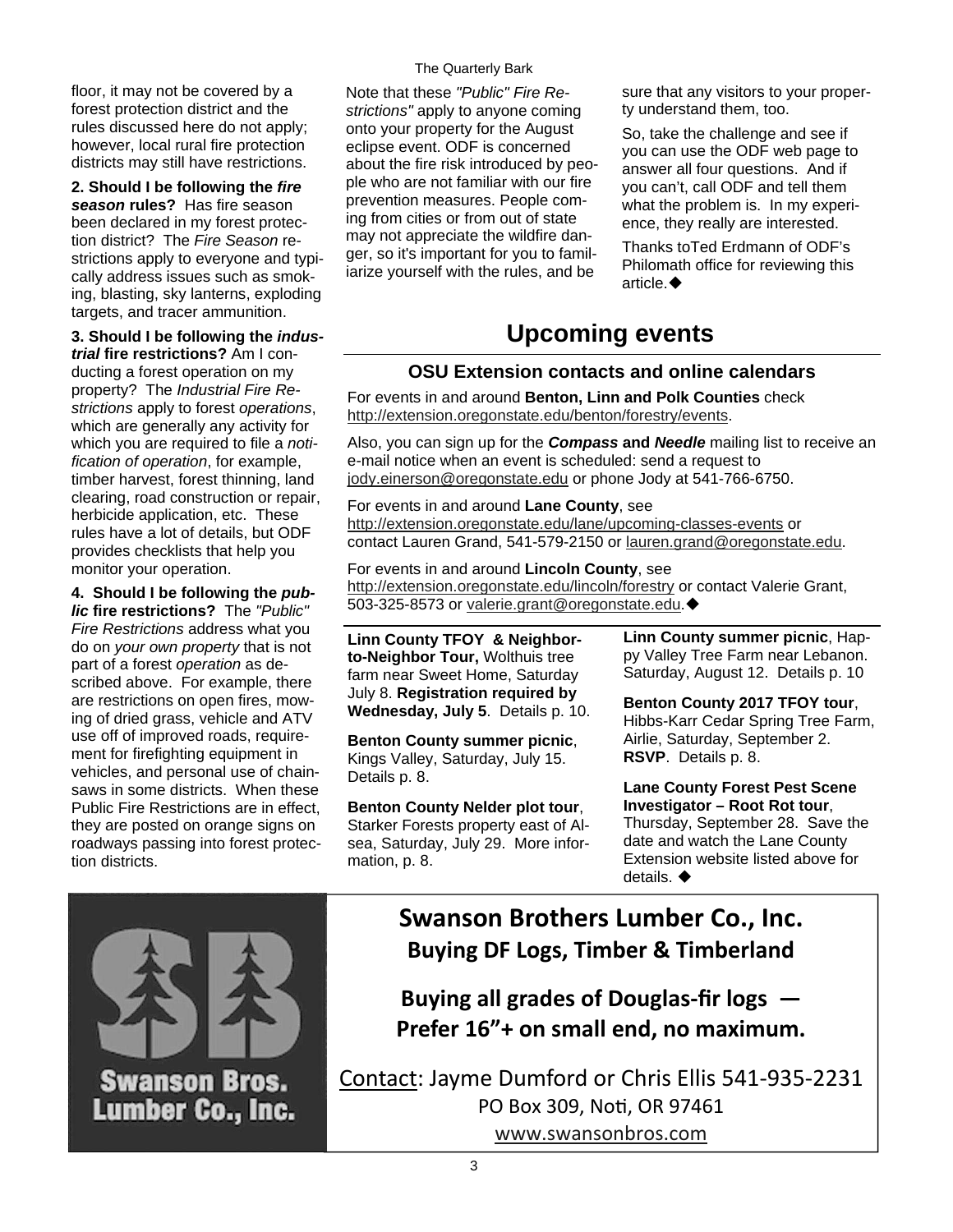floor, it may not be covered by a forest protection district and the rules discussed here do not apply; however, local rural fire protection districts may still have restrictions.

**2. Should I be following the *fire season* rules?** Has fire season been declared in my forest protection district? The *Fire Season* restrictions apply to everyone and typically address issues such as smoking, blasting, sky lanterns, exploding targets, and tracer ammunition.

**3. Should I be following the *industrial* fire restrictions?** Am I conducting a forest operation on my property? The *Industrial Fire Restrictions* apply to forest *operations*, which are generally any activity for which you are required to file a *notification of operation*, for example, timber harvest, forest thinning, land clearing, road construction or repair, herbicide application, etc. These rules have a lot of details, but ODF provides checklists that help you monitor your operation.

**4. Should I be following the *public* fire restrictions?** The *"Public" Fire Restrictions* address what you do on *your own property* that is not part of a forest *operation* as described above. For example, there are restrictions on open fires, mowing of dried grass, vehicle and ATV use off of improved roads, requirement for firefighting equipment in vehicles, and personal use of chainsaws in some districts. When these Public Fire Restrictions are in effect, they are posted on orange signs on roadways passing into forest protection districts.

Note that these *"Public" Fire Restrictions"* apply to anyone coming onto your property for the August eclipse event. ODF is concerned about the fire risk introduced by people who are not familiar with our fire prevention measures. People coming from cities or from out of state may not appreciate the wildfire danger, so it's important for you to familiarize yourself with the rules, and be sure that any visitors to your property understand them, too.

So, take the challenge and see if you can use the ODF web page to answer all four questions. And if you can't, call ODF and tell them what the problem is. In my experience, they really are interested.

Thanks toTed Erdmann of ODF's Philomath office for reviewing this article.◆

# Upcoming events

## OSU Extension contacts and online calendars

For events in and around **Benton, Linn and Polk Counties** check http://extension.oregonstate.edu/benton/forestry/events.

Also, you can sign up for the ***Compass* and *Needle*** mailing list to receive an e-mail notice when an event is scheduled: send a request to jody.einerson@oregonstate.edu or phone Jody at 541-766-6750.

For events in and around **Lane County**, see http://extension.oregonstate.edu/lane/upcoming-classes-events or contact Lauren Grand, 541-579-2150 or lauren.grand@oregonstate.edu.

For events in and around **Lincoln County**, see http://extension.oregonstate.edu/lincoln/forestry or contact Valerie Grant, 503-325-8573 or valerie.grant@oregonstate.edu.◆

**Linn County TFOY & Neighbor-to-Neighbor Tour,** Wolthuis tree farm near Sweet Home, Saturday July 8. **Registration required by Wednesday, July 5**. Details p. 10.

**Benton County summer picnic**, Kings Valley, Saturday, July 15. Details p. 8.

**Benton County Nelder plot tour**, Starker Forests property east of Alsea, Saturday, July 29. More information, p. 8.

**Linn County summer picnic**, Happy Valley Tree Farm near Lebanon. Saturday, August 12. Details p. 10

**Benton County 2017 TFOY tour**, Hibbs-Karr Cedar Spring Tree Farm, Airlie, Saturday, September 2. **RSVP**. Details p. 8.

**Lane County Forest Pest Scene Investigator – Root Rot tour**, Thursday, September 28. Save the date and watch the Lane County Extension website listed above for details. ◆

**Swanson Bros. Lumber Co., Inc.**

## Swanson Brothers Lumber Co., Inc.

**Buying DF Logs, Timber & Timberland**

**Buying all grades of Douglas-fir logs — Prefer 16"+ on small end, no maximum.**

Contact: Jayme Dumford or Chris Ellis 541-935-2231

PO Box 309, Noti, OR 97461

www.swansonbros.com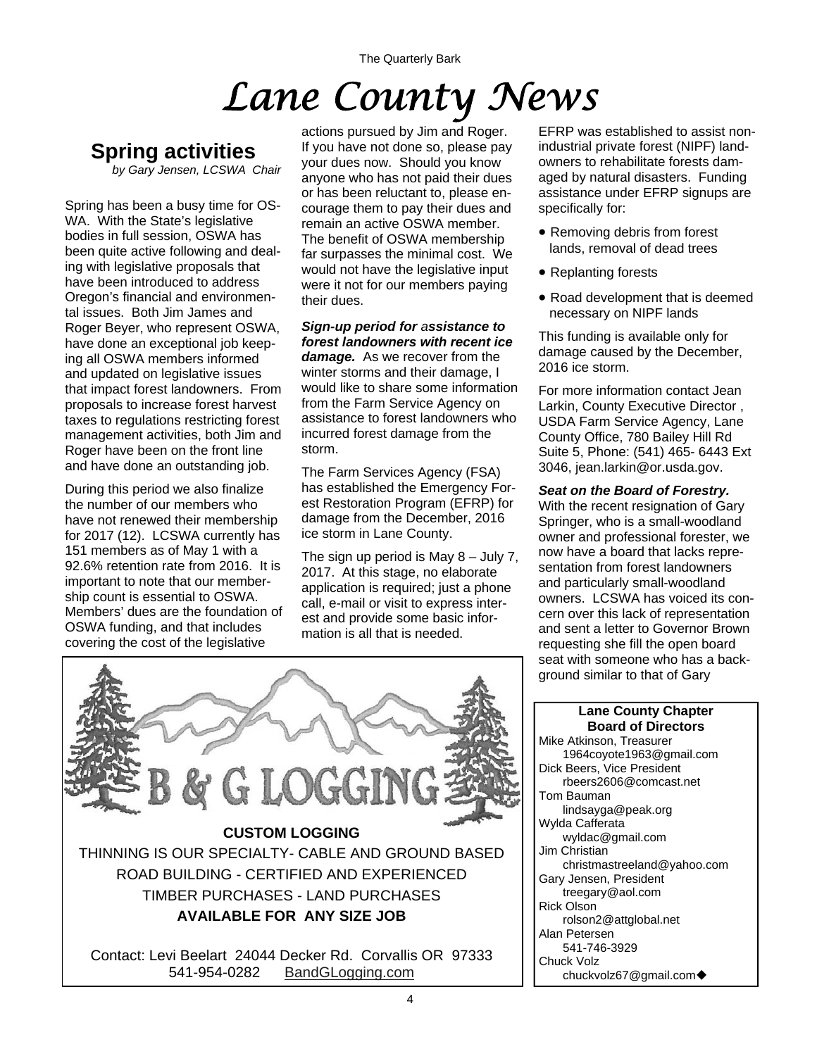# Lane County News

## Spring activities

*by Gary Jensen, LCSWA Chair*

Spring has been a busy time for OSWA. With the State's legislative bodies in full session, OSWA has been quite active following and dealing with legislative proposals that have been introduced to address Oregon's financial and environmental issues. Both Jim James and Roger Beyer, who represent OSWA, have done an exceptional job keeping all OSWA members informed and updated on legislative issues that impact forest landowners. From proposals to increase forest harvest taxes to regulations restricting forest management activities, both Jim and Roger have been on the front line and have done an outstanding job.

During this period we also finalize the number of our members who have not renewed their membership for 2017 (12). LCSWA currently has 151 members as of May 1 with a 92.6% retention rate from 2016. It is important to note that our membership count is essential to OSWA. Members' dues are the foundation of OSWA funding, and that includes covering the cost of the legislative actions pursued by Jim and Roger. If you have not done so, please pay your dues now. Should you know anyone who has not paid their dues or has been reluctant to, please encourage them to pay their dues and remain an active OSWA member. The benefit of OSWA membership far surpasses the minimal cost. We would not have the legislative input were it not for our members paying their dues.

***Sign-up period for assistance to forest landowners with recent ice damage.*** As we recover from the winter storms and their damage, I would like to share some information from the Farm Service Agency on assistance to forest landowners who incurred forest damage from the storm.

The Farm Services Agency (FSA) has established the Emergency Forest Restoration Program (EFRP) for damage from the December, 2016 ice storm in Lane County.

The sign up period is May 8 – July 7, 2017. At this stage, no elaborate application is required; just a phone call, e-mail or visit to express interest and provide some basic information is all that is needed.

EFRP was established to assist non-industrial private forest (NIPF) landowners to rehabilitate forests damaged by natural disasters. Funding assistance under EFRP signups are specifically for:

- Removing debris from forest lands, removal of dead trees
- Replanting forests
- Road development that is deemed necessary on NIPF lands

This funding is available only for damage caused by the December, 2016 ice storm.

For more information contact Jean Larkin, County Executive Director , USDA Farm Service Agency, Lane County Office, 780 Bailey Hill Rd Suite 5, Phone: (541) 465- 6443 Ext 3046, jean.larkin@or.usda.gov.

***Seat on the Board of Forestry.*** With the recent resignation of Gary Springer, who is a small-woodland owner and professional forester, we now have a board that lacks representation from forest landowners and particularly small-woodland owners. LCSWA has voiced its concern over this lack of representation and sent a letter to Governor Brown requesting she fill the open board seat with someone who has a background similar to that of Gary

---

**B & G LOGGING**

**CUSTOM LOGGING**

THINNING IS OUR SPECIALTY- CABLE AND GROUND BASED

ROAD BUILDING - CERTIFIED AND EXPERIENCED

TIMBER PURCHASES - LAND PURCHASES

**AVAILABLE FOR ANY SIZE JOB**

Contact: Levi Beelart 24044 Decker Rd. Corvallis OR 97333
541-954-0282 BandGLogging.com

---

**Lane County Chapter Board of Directors**

Mike Atkinson, Treasurer
1964coyote1963@gmail.com
Dick Beers, Vice President
rbeers2606@comcast.net
Tom Bauman
lindsayga@peak.org
Wylda Cafferata
wyldac@gmail.com
Jim Christian
christmastreeland@yahoo.com
Gary Jensen, President
treegary@aol.com
Rick Olson
rolson2@attglobal.net
Alan Petersen
541-746-3929
Chuck Volz
chuckvolz67@gmail.com ◆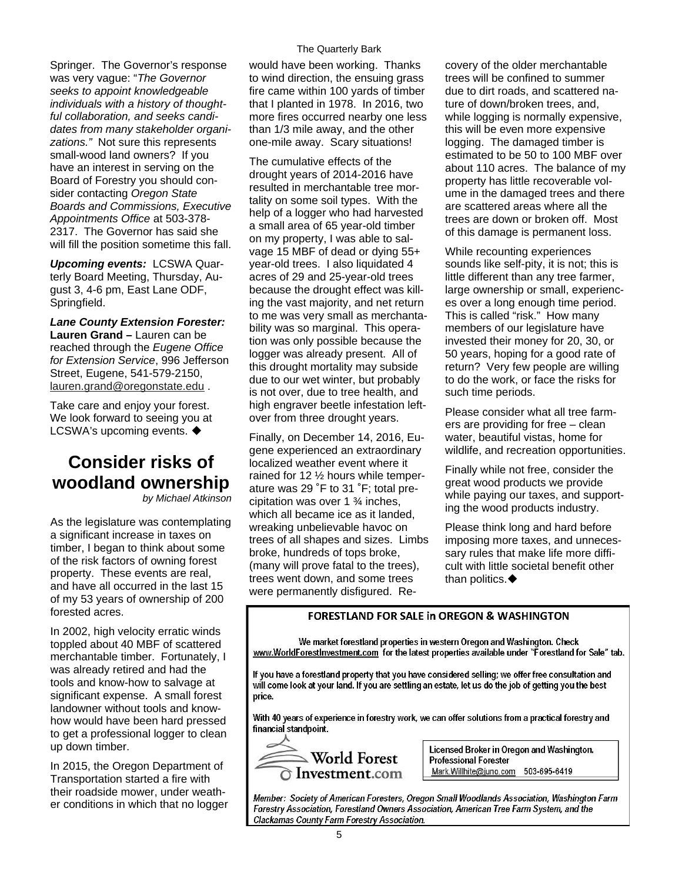Springer. The Governor's response was very vague: "*The Governor seeks to appoint knowledgeable individuals with a history of thoughtful collaboration, and seeks candidates from many stakeholder organizations."* Not sure this represents small-wood land owners? If you have an interest in serving on the Board of Forestry you should consider contacting *Oregon State Boards and Commissions, Executive Appointments Office* at 503-378-2317. The Governor has said she will fill the position sometime this fall.

***Upcoming events:*** LCSWA Quarterly Board Meeting, Thursday, August 3, 4-6 pm, East Lane ODF, Springfield.

***Lane County Extension Forester:*** **Lauren Grand –** Lauren can be reached through the *Eugene Office for Extension Service*, 996 Jefferson Street, Eugene, 541-579-2150, lauren.grand@oregonstate.edu .

Take care and enjoy your forest. We look forward to seeing you at LCSWA's upcoming events. ◆

# Consider risks of woodland ownership

*by Michael Atkinson*

As the legislature was contemplating a significant increase in taxes on timber, I began to think about some of the risk factors of owning forest property. These events are real, and have all occurred in the last 15 of my 53 years of ownership of 200 forested acres.

In 2002, high velocity erratic winds toppled about 40 MBF of scattered merchantable timber. Fortunately, I was already retired and had the tools and know-how to salvage at significant expense. A small forest landowner without tools and know-how would have been hard pressed to get a professional logger to clean up down timber.

In 2015, the Oregon Department of Transportation started a fire with their roadside mower, under weather conditions in which that no logger would have been working. Thanks to wind direction, the ensuing grass fire came within 100 yards of timber that I planted in 1978. In 2016, two more fires occurred nearby one less than 1/3 mile away, and the other one-mile away. Scary situations!

The cumulative effects of the drought years of 2014-2016 have resulted in merchantable tree mortality on some soil types. With the help of a logger who had harvested a small area of 65 year-old timber on my property, I was able to salvage 15 MBF of dead or dying 55+ year-old trees. I also liquidated 4 acres of 29 and 25-year-old trees because the drought effect was killing the vast majority, and net return to me was very small as merchantability was so marginal. This operation was only possible because the logger was already present. All of this drought mortality may subside due to our wet winter, but probably is not over, due to tree health, and high engraver beetle infestation leftover from three drought years.

Finally, on December 14, 2016, Eugene experienced an extraordinary localized weather event where it rained for 12 ½ hours while temperature was 29 ˚F to 31 ˚F; total precipitation was over 1 ¾ inches, which all became ice as it landed, wreaking unbelievable havoc on trees of all shapes and sizes. Limbs broke, hundreds of tops broke, (many will prove fatal to the trees), trees went down, and some trees were permanently disfigured. Recovery of the older merchantable trees will be confined to summer due to dirt roads, and scattered nature of down/broken trees, and, while logging is normally expensive, this will be even more expensive logging. The damaged timber is estimated to be 50 to 100 MBF over about 110 acres. The balance of my property has little recoverable volume in the damaged trees and there are scattered areas where all the trees are down or broken off. Most of this damage is permanent loss.

While recounting experiences sounds like self-pity, it is not; this is little different than any tree farmer, large ownership or small, experiences over a long enough time period. This is called "risk." How many members of our legislature have invested their money for 20, 30, or 50 years, hoping for a good rate of return? Very few people are willing to do the work, or face the risks for such time periods.

Please consider what all tree farmers are providing for free – clean water, beautiful vistas, home for wildlife, and recreation opportunities.

Finally while not free, consider the great wood products we provide while paying our taxes, and supporting the wood products industry.

Please think long and hard before imposing more taxes, and unnecessary rules that make life more difficult with little societal benefit other than politics.◆

**FORESTLAND FOR SALE in OREGON & WASHINGTON**

We market forestland properties in western Oregon and Washington. Check www.WorldForestInvestment.com for the latest properties available under "Forestland for Sale" tab.

If you have a forestland property that you have considered selling; we offer free consultation and will come look at your land. If you are settling an estate, let us do the job of getting you the best price.

With 40 years of experience in forestry work, we can offer solutions from a practical forestry and financial standpoint.

World Forest Investment.com

Licensed Broker in Oregon and Washington.
Professional Forester
Mark.Willhite@juno.com 503-695-6419

*Member: Society of American Foresters, Oregon Small Woodlands Association, Washington Farm Forestry Association, Forestland Owners Association, American Tree Farm System, and the Clackamas County Farm Forestry Association.*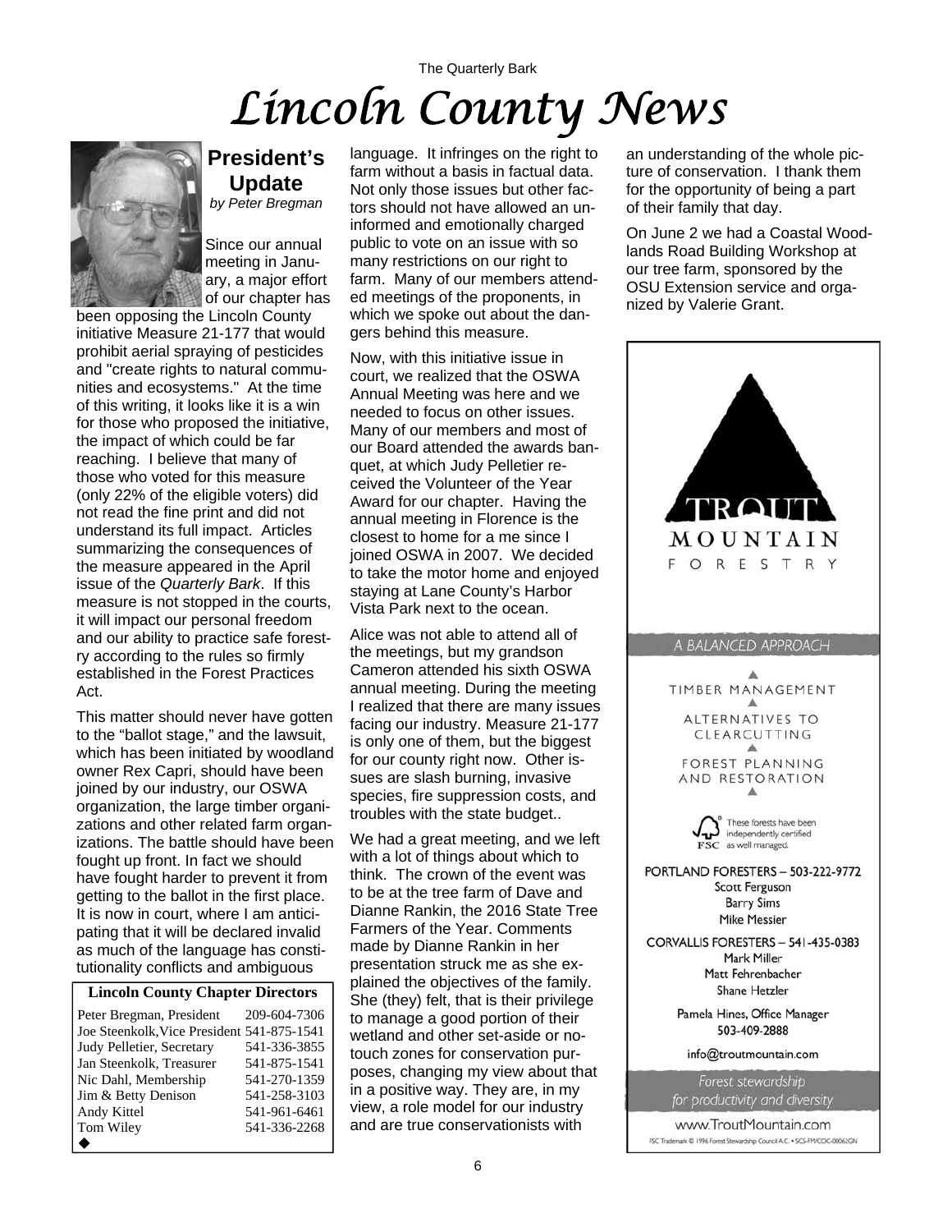# Lincoln County News

## President's Update

*by Peter Bregman*

Since our annual meeting in January, a major effort of our chapter has been opposing the Lincoln County initiative Measure 21-177 that would prohibit aerial spraying of pesticides and "create rights to natural communities and ecosystems." At the time of this writing, it looks like it is a win for those who proposed the initiative, the impact of which could be far reaching. I believe that many of those who voted for this measure (only 22% of the eligible voters) did not read the fine print and did not understand its full impact. Articles summarizing the consequences of the measure appeared in the April issue of the *Quarterly Bark*. If this measure is not stopped in the courts, it will impact our personal freedom and our ability to practice safe forestry according to the rules so firmly established in the Forest Practices Act.

This matter should never have gotten to the "ballot stage," and the lawsuit, which has been initiated by woodland owner Rex Capri, should have been joined by our industry, our OSWA organization, the large timber organizations and other related farm organizations. The battle should have been fought up front. In fact we should have fought harder to prevent it from getting to the ballot in the first place. It is now in court, where I am anticipating that it will be declared invalid as much of the language has constitutionality conflicts and ambiguous language. It infringes on the right to farm without a basis in factual data. Not only those issues but other factors should not have allowed an uninformed and emotionally charged public to vote on an issue with so many restrictions on our right to farm. Many of our members attended meetings of the proponents, in which we spoke out about the dangers behind this measure.

Now, with this initiative issue in court, we realized that the OSWA Annual Meeting was here and we needed to focus on other issues. Many of our members and most of our Board attended the awards banquet, at which Judy Pelletier received the Volunteer of the Year Award for our chapter. Having the annual meeting in Florence is the closest to home for a me since I joined OSWA in 2007. We decided to take the motor home and enjoyed staying at Lane County's Harbor Vista Park next to the ocean.

Alice was not able to attend all of the meetings, but my grandson Cameron attended his sixth OSWA annual meeting. During the meeting I realized that there are many issues facing our industry. Measure 21-177 is only one of them, but the biggest for our county right now. Other issues are slash burning, invasive species, fire suppression costs, and troubles with the state budget..

We had a great meeting, and we left with a lot of things about which to think. The crown of the event was to be at the tree farm of Dave and Dianne Rankin, the 2016 State Tree Farmers of the Year. Comments made by Dianne Rankin in her presentation struck me as she explained the objectives of the family. She (they) felt, that is their privilege to manage a good portion of their wetland and other set-aside or no-touch zones for conservation purposes, changing my view about that in a positive way. They are, in my view, a role model for our industry and are true conservationists with an understanding of the whole picture of conservation. I thank them for the opportunity of being a part of their family that day.

On June 2 we had a Coastal Woodlands Road Building Workshop at our tree farm, sponsored by the OSU Extension service and organized by Valerie Grant.

| Lincoln County Chapter Directors | |
|---|---|
| Peter Bregman, President | 209-604-7306 |
| Joe Steenkolk, Vice President | 541-875-1541 |
| Judy Pelletier, Secretary | 541-336-3855 |
| Jan Steenkolk, Treasurer | 541-875-1541 |
| Nic Dahl, Membership | 541-270-1359 |
| Jim & Betty Denison | 541-258-3103 |
| Andy Kittel | 541-961-6461 |
| Tom Wiley | 541-336-2268 |

◆

**TROUT MOUNTAIN FORESTRY**

A BALANCED APPROACH

TIMBER MANAGEMENT

ALTERNATIVES TO CLEARCUTTING

FOREST PLANNING AND RESTORATION

FSC These forests have been independently certified as well managed.

PORTLAND FORESTERS – 503-222-9772
Scott Ferguson
Barry Sims
Mike Messier

CORVALLIS FORESTERS – 541-435-0383
Mark Miller
Matt Fehrenbacher
Shane Hetzler

Pamela Hines, Office Manager
503-409-2888

info@troutmountain.com

*Forest stewardship for productivity and diversity*

www.TroutMountain.com

FSC Trademark © 1996 Forest Stewardship Council A.C. • SCS-FM/COC-00062GN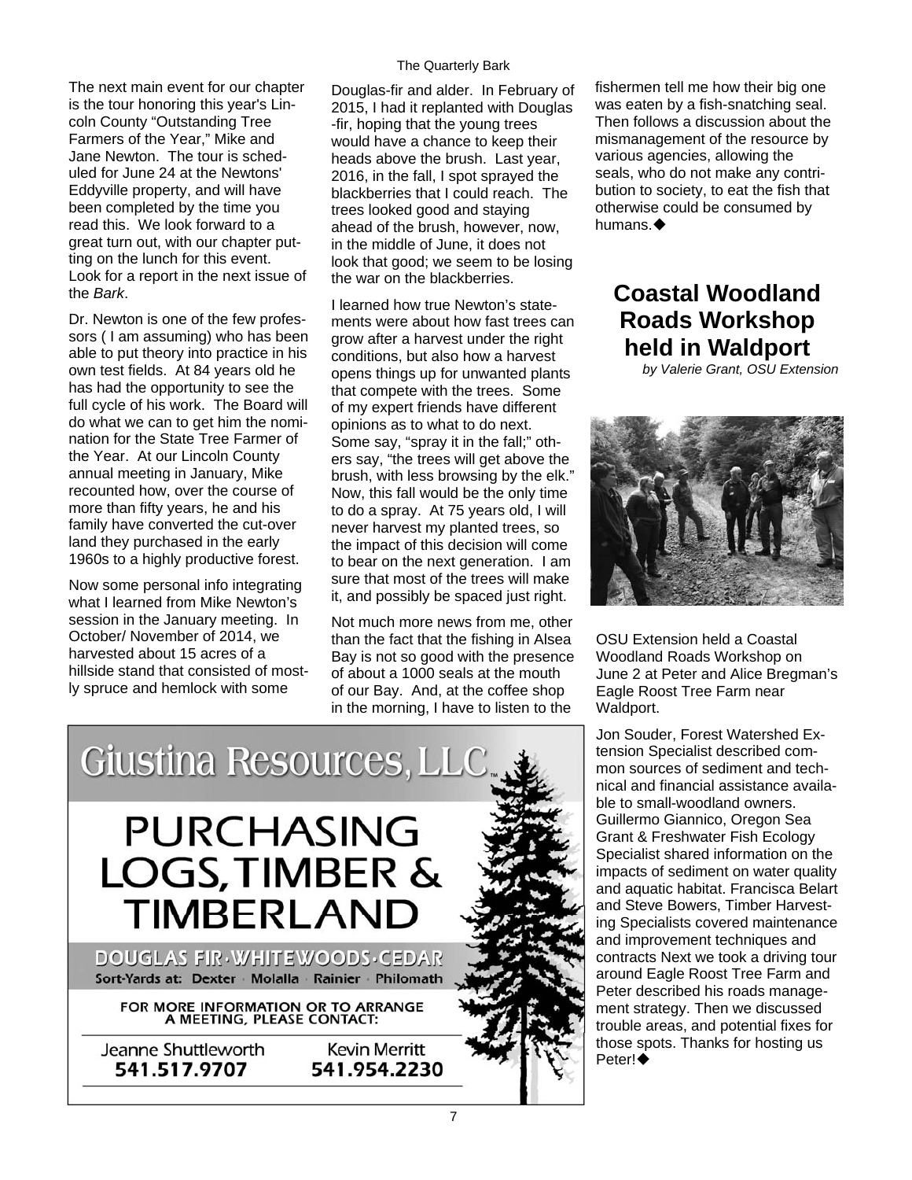The next main event for our chapter is the tour honoring this year's Lincoln County "Outstanding Tree Farmers of the Year," Mike and Jane Newton. The tour is scheduled for June 24 at the Newtons' Eddyville property, and will have been completed by the time you read this. We look forward to a great turn out, with our chapter putting on the lunch for this event. Look for a report in the next issue of the *Bark*.

Dr. Newton is one of the few professors ( I am assuming) who has been able to put theory into practice in his own test fields. At 84 years old he has had the opportunity to see the full cycle of his work. The Board will do what we can to get him the nomination for the State Tree Farmer of the Year. At our Lincoln County annual meeting in January, Mike recounted how, over the course of more than fifty years, he and his family have converted the cut-over land they purchased in the early 1960s to a highly productive forest.

Now some personal info integrating what I learned from Mike Newton's session in the January meeting. In October/ November of 2014, we harvested about 15 acres of a hillside stand that consisted of mostly spruce and hemlock with some Douglas-fir and alder. In February of 2015, I had it replanted with Douglas-fir, hoping that the young trees would have a chance to keep their heads above the brush. Last year, 2016, in the fall, I spot sprayed the blackberries that I could reach. The trees looked good and staying ahead of the brush, however, now, in the middle of June, it does not look that good; we seem to be losing the war on the blackberries.

I learned how true Newton's statements were about how fast trees can grow after a harvest under the right conditions, but also how a harvest opens things up for unwanted plants that compete with the trees. Some of my expert friends have different opinions as to what to do next. Some say, "spray it in the fall;" others say, "the trees will get above the brush, with less browsing by the elk." Now, this fall would be the only time to do a spray. At 75 years old, I will never harvest my planted trees, so the impact of this decision will come to bear on the next generation. I am sure that most of the trees will make it, and possibly be spaced just right.

Not much more news from me, other than the fact that the fishing in Alsea Bay is not so good with the presence of about a 1000 seals at the mouth of our Bay. And, at the coffee shop in the morning, I have to listen to the fishermen tell me how their big one was eaten by a fish-snatching seal. Then follows a discussion about the mismanagement of the resource by various agencies, allowing the seals, who do not make any contribution to society, to eat the fish that otherwise could be consumed by humans.◆

**Giustina Resources, LLC**

**PURCHASING LOGS, TIMBER & TIMBERLAND**

**DOUGLAS FIR · WHITEWOODS · CEDAR**

Sort-Yards at: Dexter · Molalla · Rainier · Philomath

FOR MORE INFORMATION OR TO ARRANGE A MEETING, PLEASE CONTACT:

Jeanne Shuttleworth 541.517.9707

Kevin Merritt 541.954.2230

## Coastal Woodland Roads Workshop held in Waldport

*by Valerie Grant, OSU Extension*

OSU Extension held a Coastal Woodland Roads Workshop on June 2 at Peter and Alice Bregman's Eagle Roost Tree Farm near Waldport.

Jon Souder, Forest Watershed Extension Specialist described common sources of sediment and technical and financial assistance available to small-woodland owners. Guillermo Giannico, Oregon Sea Grant & Freshwater Fish Ecology Specialist shared information on the impacts of sediment on water quality and aquatic habitat. Francisca Belart and Steve Bowers, Timber Harvesting Specialists covered maintenance and improvement techniques and contracts Next we took a driving tour around Eagle Roost Tree Farm and Peter described his roads management strategy. Then we discussed trouble areas, and potential fixes for those spots. Thanks for hosting us Peter!◆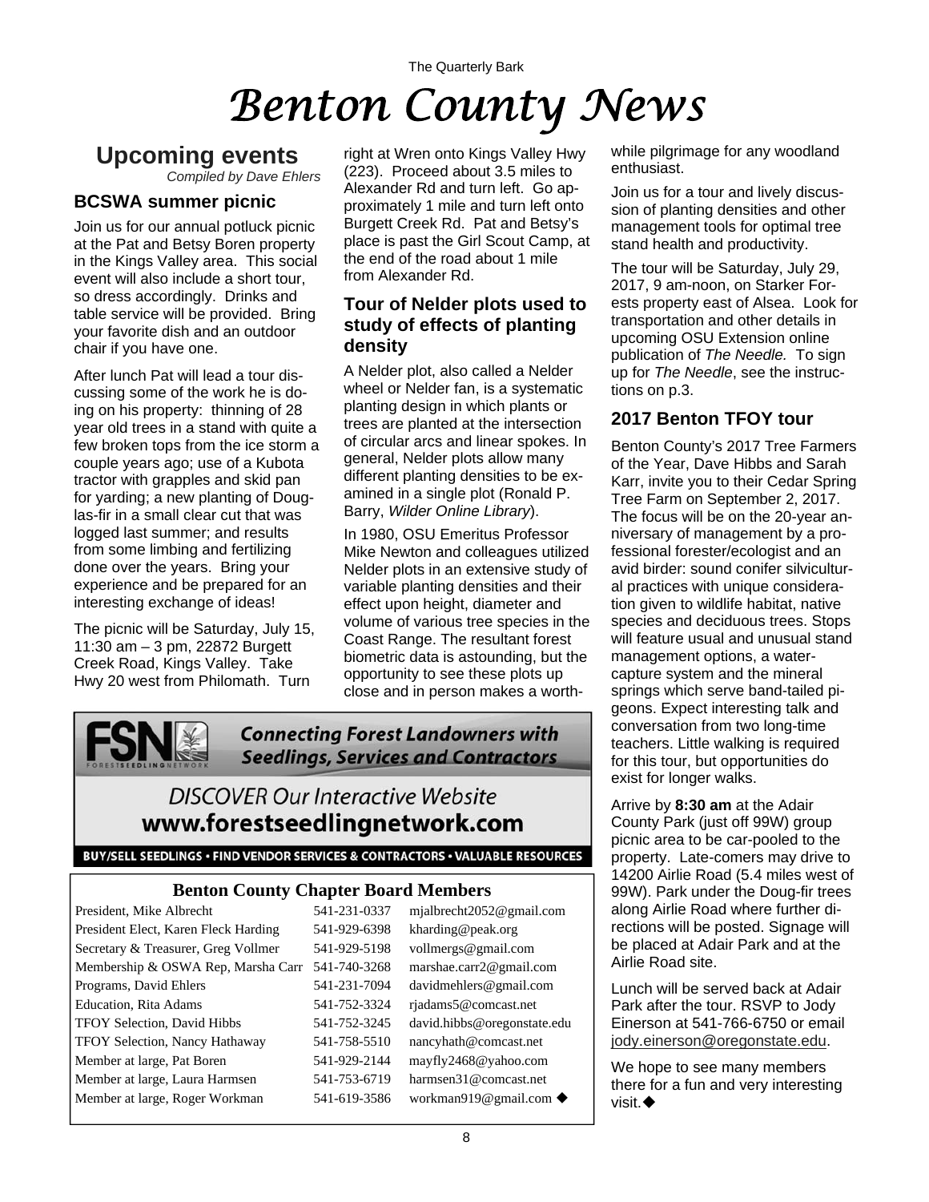# Benton County News

## Upcoming events

*Compiled by Dave Ehlers*

### BCSWA summer picnic

Join us for our annual potluck picnic at the Pat and Betsy Boren property in the Kings Valley area. This social event will also include a short tour, so dress accordingly. Drinks and table service will be provided. Bring your favorite dish and an outdoor chair if you have one.

After lunch Pat will lead a tour discussing some of the work he is doing on his property: thinning of 28 year old trees in a stand with quite a few broken tops from the ice storm a couple years ago; use of a Kubota tractor with grapples and skid pan for yarding; a new planting of Douglas-fir in a small clear cut that was logged last summer; and results from some limbing and fertilizing done over the years. Bring your experience and be prepared for an interesting exchange of ideas!

The picnic will be Saturday, July 15, 11:30 am – 3 pm, 22872 Burgett Creek Road, Kings Valley. Take Hwy 20 west from Philomath. Turn right at Wren onto Kings Valley Hwy (223). Proceed about 3.5 miles to Alexander Rd and turn left. Go approximately 1 mile and turn left onto Burgett Creek Rd. Pat and Betsy's place is past the Girl Scout Camp, at the end of the road about 1 mile from Alexander Rd.

### Tour of Nelder plots used to study of effects of planting density

A Nelder plot, also called a Nelder wheel or Nelder fan, is a systematic planting design in which plants or trees are planted at the intersection of circular arcs and linear spokes. In general, Nelder plots allow many different planting densities to be examined in a single plot (Ronald P. Barry, *Wilder Online Library*).

In 1980, OSU Emeritus Professor Mike Newton and colleagues utilized Nelder plots in an extensive study of variable planting densities and their effect upon height, diameter and volume of various tree species in the Coast Range. The resultant forest biometric data is astounding, but the opportunity to see these plots up close and in person makes a worthwhile pilgrimage for any woodland enthusiast.

Join us for a tour and lively discussion of planting densities and other management tools for optimal tree stand health and productivity.

The tour will be Saturday, July 29, 2017, 9 am-noon, on Starker Forests property east of Alsea. Look for transportation and other details in upcoming OSU Extension online publication of *The Needle.* To sign up for *The Needle*, see the instructions on p.3.

### 2017 Benton TFOY tour

Benton County's 2017 Tree Farmers of the Year, Dave Hibbs and Sarah Karr, invite you to their Cedar Spring Tree Farm on September 2, 2017. The focus will be on the 20-year anniversary of management by a professional forester/ecologist and an avid birder: sound conifer silvicultural practices with unique consideration given to wildlife habitat, native species and deciduous trees. Stops will feature usual and unusual stand management options, a water-capture system and the mineral springs which serve band-tailed pigeons. Expect interesting talk and conversation from two long-time teachers. Little walking is required for this tour, but opportunities do exist for longer walks.

Arrive by **8:30 am** at the Adair County Park (just off 99W) group picnic area to be car-pooled to the property. Late-comers may drive to 14200 Airlie Road (5.4 miles west of 99W). Park under the Doug-fir trees along Airlie Road where further directions will be posted. Signage will be placed at Adair Park and at the Airlie Road site.

Lunch will be served back at Adair Park after the tour. RSVP to Jody Einerson at 541-766-6750 or email jody.einerson@oregonstate.edu.

We hope to see many members there for a fun and very interesting visit.◆

---

**FSN** FORESTSEEDLINGNETWORK

**Connecting Forest Landowners with Seedlings, Services and Contractors**

*DISCOVER* Our Interactive Website

**www.forestseedlingnetwork.com**

BUY/SELL SEEDLINGS • FIND VENDOR SERVICES & CONTRACTORS • VALUABLE RESOURCES

---

### Benton County Chapter Board Members

| Position | Phone | Email |
|---|---|---|
| President, Mike Albrecht | 541-231-0337 | mjalbrecht2052@gmail.com |
| President Elect, Karen Fleck Harding | 541-929-6398 | kharding@peak.org |
| Secretary & Treasurer, Greg Vollmer | 541-929-5198 | vollmergs@gmail.com |
| Membership & OSWA Rep, Marsha Carr | 541-740-3268 | marshae.carr2@gmail.com |
| Programs, David Ehlers | 541-231-7094 | davidmehlers@gmail.com |
| Education, Rita Adams | 541-752-3324 | rjadams5@comcast.net |
| TFOY Selection, David Hibbs | 541-752-3245 | david.hibbs@oregonstate.edu |
| TFOY Selection, Nancy Hathaway | 541-758-5510 | nancyhath@comcast.net |
| Member at large, Pat Boren | 541-929-2144 | mayfly2468@yahoo.com |
| Member at large, Laura Harmsen | 541-753-6719 | harmsen31@comcast.net |
| Member at large, Roger Workman | 541-619-3586 | workman919@gmail.com ◆ |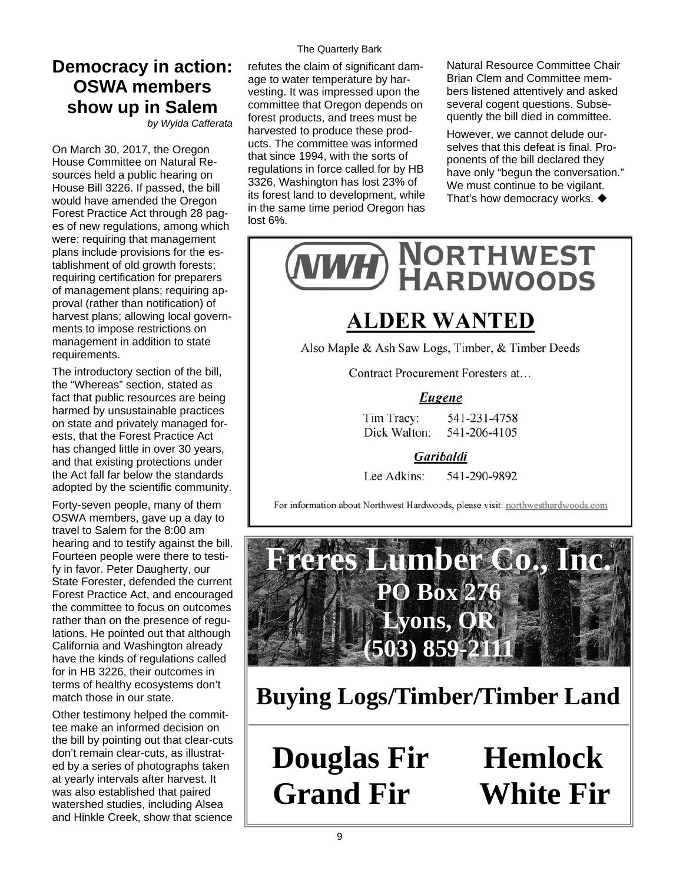# Democracy in action: OSWA members show up in Salem

*by Wylda Cafferata*

On March 30, 2017, the Oregon House Committee on Natural Resources held a public hearing on House Bill 3226. If passed, the bill would have amended the Oregon Forest Practice Act through 28 pages of new regulations, among which were: requiring that management plans include provisions for the establishment of old growth forests; requiring certification for preparers of management plans; requiring approval (rather than notification) of harvest plans; allowing local governments to impose restrictions on management in addition to state requirements.

The introductory section of the bill, the "Whereas" section, stated as fact that public resources are being harmed by unsustainable practices on state and privately managed forests, that the Forest Practice Act has changed little in over 30 years, and that existing protections under the Act fall far below the standards adopted by the scientific community.

Forty-seven people, many of them OSWA members, gave up a day to travel to Salem for the 8:00 am hearing and to testify against the bill. Fourteen people were there to testify in favor. Peter Daugherty, our State Forester, defended the current Forest Practice Act, and encouraged the committee to focus on outcomes rather than on the presence of regulations. He pointed out that although California and Washington already have the kinds of regulations called for in HB 3226, their outcomes in terms of healthy ecosystems don't match those in our state.

Other testimony helped the committee make an informed decision on the bill by pointing out that clear-cuts don't remain clear-cuts, as illustrated by a series of photographs taken at yearly intervals after harvest. It was also established that paired watershed studies, including Alsea and Hinkle Creek, show that science refutes the claim of significant damage to water temperature by harvesting. It was impressed upon the committee that Oregon depends on forest products, and trees must be harvested to produce these products. The committee was informed that since 1994, with the sorts of regulations in force called for by HB 3326, Washington has lost 23% of its forest land to development, while in the same time period Oregon has lost 6%.

Natural Resource Committee Chair Brian Clem and Committee members listened attentively and asked several cogent questions. Subsequently the bill died in committee.

However, we cannot delude ourselves that this defeat is final. Proponents of the bill declared they have only "begun the conversation." We must continue to be vigilant. That's how democracy works. ◆

---

**NWH NORTHWEST HARDWOODS**

## ALDER WANTED

Also Maple & Ash Saw Logs, Timber, & Timber Deeds

Contract Procurement Foresters at…

***Eugene***

Tim Tracy: 541-231-4758
Dick Walton: 541-206-4105

***Garibaldi***

Lee Adkins: 541-290-9892

For information about Northwest Hardwoods, please visit: northwesthardwoods.com

---

**Freres Lumber Co., Inc.**
**PO Box 276**
**Lyons, OR**
**(503) 859-2111**

**Buying Logs/Timber/Timber Land**

**Douglas Fir Hemlock**
**Grand Fir White Fir**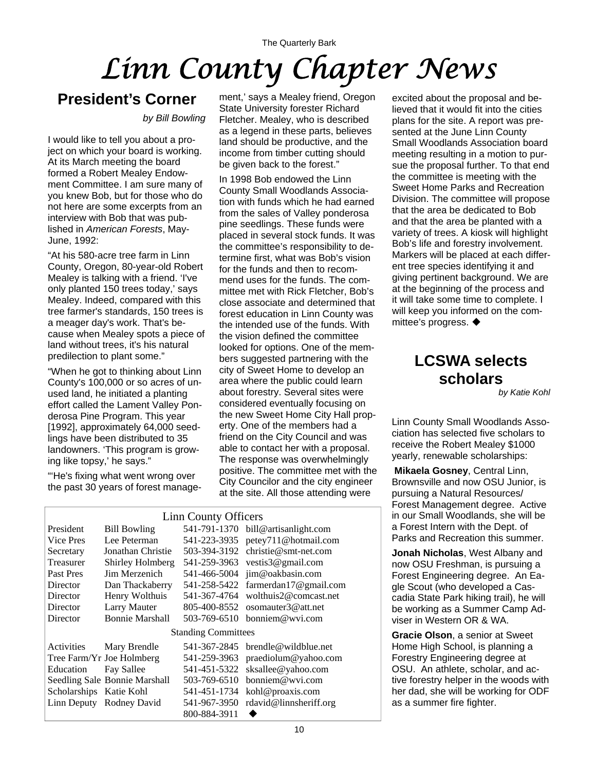# Linn County Chapter News

## President's Corner

*by Bill Bowling*

I would like to tell you about a project on which your board is working. At its March meeting the board formed a Robert Mealey Endowment Committee. I am sure many of you knew Bob, but for those who do not here are some excerpts from an interview with Bob that was published in *American Forests*, May-June, 1992:

"At his 580-acre tree farm in Linn County, Oregon, 80-year-old Robert Mealey is talking with a friend. 'I've only planted 150 trees today,' says Mealey. Indeed, compared with this tree farmer's standards, 150 trees is a meager day's work. That's because when Mealey spots a piece of land without trees, it's his natural predilection to plant some."

"When he got to thinking about Linn County's 100,000 or so acres of unused land, he initiated a planting effort called the Lament Valley Ponderosa Pine Program. This year [1992], approximately 64,000 seedlings have been distributed to 35 landowners. 'This program is growing like topsy,' he says."

"'He's fixing what went wrong over the past 30 years of forest management,' says a Mealey friend, Oregon State University forester Richard Fletcher. Mealey, who is described as a legend in these parts, believes land should be productive, and the income from timber cutting should be given back to the forest."

In 1998 Bob endowed the Linn County Small Woodlands Association with funds which he had earned from the sales of Valley ponderosa pine seedlings. These funds were placed in several stock funds. It was the committee's responsibility to determine first, what was Bob's vision for the funds and then to recommend uses for the funds. The committee met with Rick Fletcher, Bob's close associate and determined that forest education in Linn County was the intended use of the funds. With the vision defined the committee looked for options. One of the members suggested partnering with the city of Sweet Home to develop an area where the public could learn about forestry. Several sites were considered eventually focusing on the new Sweet Home City Hall property. One of the members had a friend on the City Council and was able to contact her with a proposal. The response was overwhelmingly positive. The committee met with the City Councilor and the city engineer at the site. All those attending were excited about the proposal and believed that it would fit into the cities plans for the site. A report was presented at the June Linn County Small Woodlands Association board meeting resulting in a motion to pursue the proposal further. To that end the committee is meeting with the Sweet Home Parks and Recreation Division. The committee will propose that the area be dedicated to Bob and that the area be planted with a variety of trees. A kiosk will highlight Bob's life and forestry involvement. Markers will be placed at each different tree species identifying it and giving pertinent background. We are at the beginning of the process and it will take some time to complete. I will keep you informed on the committee's progress. ◆

### Linn County Officers

| Position | Name | Phone | Email |
|---|---|---|---|
| President | Bill Bowling | 541-791-1370 | bill@artisanlight.com |
| Vice Pres | Lee Peterman | 541-223-3935 | petey711@hotmail.com |
| Secretary | Jonathan Christie | 503-394-3192 | christie@smt-net.com |
| Treasurer | Shirley Holmberg | 541-259-3963 | vestis3@gmail.com |
| Past Pres | Jim Merzenich | 541-466-5004 | jim@oakbasin.com |
| Director | Dan Thackaberry | 541-258-5422 | farmerdan17@gmail.com |
| Director | Henry Wolthuis | 541-367-4764 | wolthuis2@comcast.net |
| Director | Larry Mauter | 805-400-8552 | osomauter3@att.net |
| Director | Bonnie Marshall | 503-769-6510 | bonniem@wvi.com |
| **Standing Committees** | | | |
| Activities | Mary Brendle | 541-367-2845 | brendle@wildblue.net |
| Tree Farm/Yr | Joe Holmberg | 541-259-3963 | praediolum@yahoo.com |
| Education | Fay Sallee | 541-451-5322 | sksallee@yahoo.com |
| Seedling Sale | Bonnie Marshall | 503-769-6510 | bonniem@wvi.com |
| Scholarships | Katie Kohl | 541-451-1734 | kohl@proaxis.com |
| Linn Deputy | Rodney David | 541-967-3950 | rdavid@linnsheriff.org |
| | | 800-884-3911 | ◆ |

## LCSWA selects scholars

*by Katie Kohl*

Linn County Small Woodlands Association has selected five scholars to receive the Robert Mealey $1000 yearly, renewable scholarships:

**Mikaela Gosney**, Central Linn, Brownsville and now OSU Junior, is pursuing a Natural Resources/ Forest Management degree. Active in our Small Woodlands, she will be a Forest Intern with the Dept. of Parks and Recreation this summer.

**Jonah Nicholas**, West Albany and now OSU Freshman, is pursuing a Forest Engineering degree. An Eagle Scout (who developed a Cascadia State Park hiking trail), he will be working as a Summer Camp Adviser in Western OR & WA.

**Gracie Olson**, a senior at Sweet Home High School, is planning a Forestry Engineering degree at OSU. An athlete, scholar, and active forestry helper in the woods with her dad, she will be working for ODF as a summer fire fighter.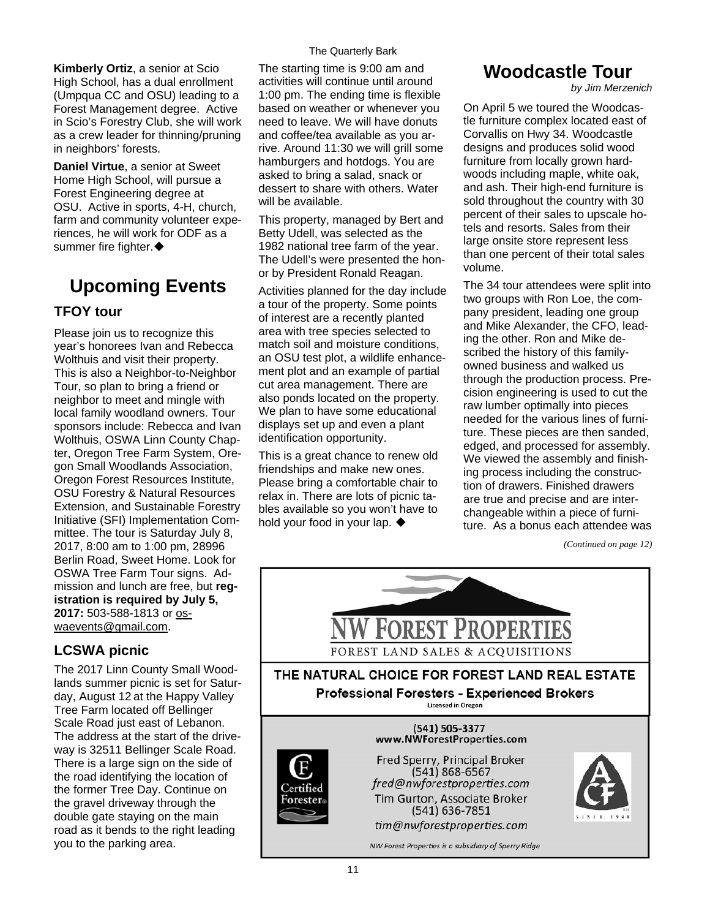**Kimberly Ortiz**, a senior at Scio High School, has a dual enrollment (Umpqua CC and OSU) leading to a Forest Management degree. Active in Scio's Forestry Club, she will work as a crew leader for thinning/pruning in neighbors' forests.

**Daniel Virtue**, a senior at Sweet Home High School, will pursue a Forest Engineering degree at OSU. Active in sports, 4-H, church, farm and community volunteer experiences, he will work for ODF as a summer fire fighter.◆

# Upcoming Events

## TFOY tour

Please join us to recognize this year's honorees Ivan and Rebecca Wolthuis and visit their property. This is also a Neighbor-to-Neighbor Tour, so plan to bring a friend or neighbor to meet and mingle with local family woodland owners. Tour sponsors include: Rebecca and Ivan Wolthuis, OSWA Linn County Chapter, Oregon Tree Farm System, Oregon Small Woodlands Association, Oregon Forest Resources Institute, OSU Forestry & Natural Resources Extension, and Sustainable Forestry Initiative (SFI) Implementation Committee. The tour is Saturday July 8, 2017, 8:00 am to 1:00 pm, 28996 Berlin Road, Sweet Home. Look for OSWA Tree Farm Tour signs. Admission and lunch are free, but **registration is required by July 5, 2017:** 503-588-1813 or oswaevents@gmail.com.

## LCSWA picnic

The 2017 Linn County Small Woodlands summer picnic is set for Saturday, August 12 at the Happy Valley Tree Farm located off Bellinger Scale Road just east of Lebanon. The address at the start of the driveway is 32511 Bellinger Scale Road. There is a large sign on the side of the road identifying the location of the former Tree Day. Continue on the gravel driveway through the double gate staying on the main road as it bends to the right leading you to the parking area.

The starting time is 9:00 am and activities will continue until around 1:00 pm. The ending time is flexible based on weather or whenever you need to leave. We will have donuts and coffee/tea available as you arrive. Around 11:30 we will grill some hamburgers and hotdogs. You are asked to bring a salad, snack or dessert to share with others. Water will be available.

This property, managed by Bert and Betty Udell, was selected as the 1982 national tree farm of the year. The Udell's were presented the honor by President Ronald Reagan.

Activities planned for the day include a tour of the property. Some points of interest are a recently planted area with tree species selected to match soil and moisture conditions, an OSU test plot, a wildlife enhancement plot and an example of partial cut area management. There are also ponds located on the property. We plan to have some educational displays set up and even a plant identification opportunity.

This is a great chance to renew old friendships and make new ones. Please bring a comfortable chair to relax in. There are lots of picnic tables available so you won't have to hold your food in your lap. ◆

# Woodcastle Tour

*by Jim Merzenich*

On April 5 we toured the Woodcastle furniture complex located east of Corvallis on Hwy 34. Woodcastle designs and produces solid wood furniture from locally grown hardwoods including maple, white oak, and ash. Their high-end furniture is sold throughout the country with 30 percent of their sales to upscale hotels and resorts. Sales from their large onsite store represent less than one percent of their total sales volume.

The 34 tour attendees were split into two groups with Ron Loe, the company president, leading one group and Mike Alexander, the CFO, leading the other. Ron and Mike described the history of this family-owned business and walked us through the production process. Precision engineering is used to cut the raw lumber optimally into pieces needed for the various lines of furniture. These pieces are then sanded, edged, and processed for assembly. We viewed the assembly and finishing process including the construction of drawers. Finished drawers are true and precise and are interchangeable within a piece of furniture. As a bonus each attendee was

*(Continued on page 12)*

**NW FOREST PROPERTIES**
FOREST LAND SALES & ACQUISITIONS

**THE NATURAL CHOICE FOR FOREST LAND REAL ESTATE**
**Professional Foresters - Experienced Brokers**
Licensed in Oregon

(541) 505-3377
www.NWForestProperties.com

Fred Sperry, Principal Broker
(541) 868-6567
*fred@nwforestproperties.com*
Tim Gurton, Associate Broker
(541) 636-7851
*tim@nwforestproperties.com*

Certified Forester

ACF SINCE 1948

*NW Forest Properties is a subsidiary of Sperry Ridge*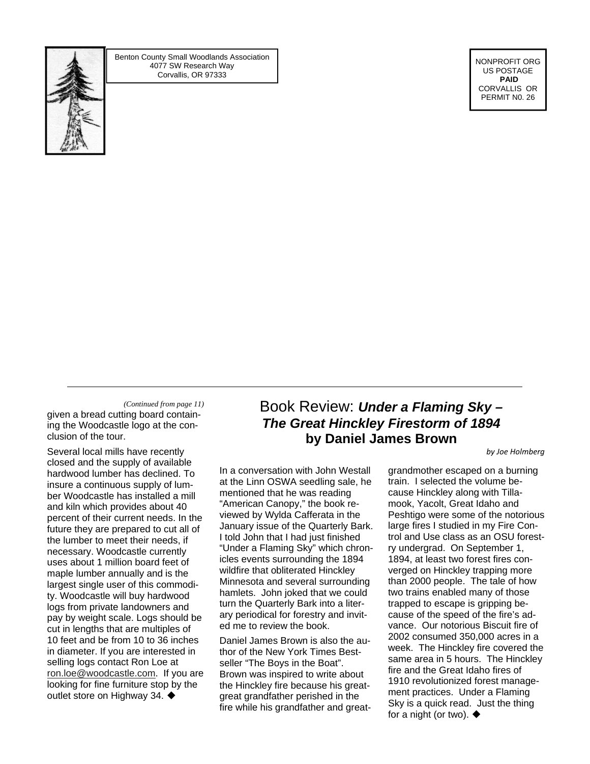Benton County Small Woodlands Association
4077 SW Research Way
Corvallis, OR 97333

NONPROFIT ORG
US POSTAGE
**PAID**
CORVALLIS OR
PERMIT N0. 26

*(Continued from page 11)*

given a bread cutting board containing the Woodcastle logo at the conclusion of the tour.

Several local mills have recently closed and the supply of available hardwood lumber has declined. To insure a continuous supply of lumber Woodcastle has installed a mill and kiln which provides about 40 percent of their current needs. In the future they are prepared to cut all of the lumber to meet their needs, if necessary. Woodcastle currently uses about 1 million board feet of maple lumber annually and is the largest single user of this commodity. Woodcastle will buy hardwood logs from private landowners and pay by weight scale. Logs should be cut in lengths that are multiples of 10 feet and be from 10 to 36 inches in diameter. If you are interested in selling logs contact Ron Loe at ron.loe@woodcastle.com. If you are looking for fine furniture stop by the outlet store on Highway 34. ◆

## Book Review: ***Under a Flaming Sky – The Great Hinckley Firestorm of 1894*** **by Daniel James Brown**

*by Joe Holmberg*

In a conversation with John Westall at the Linn OSWA seedling sale, he mentioned that he was reading "American Canopy," the book reviewed by Wylda Cafferata in the January issue of the Quarterly Bark. I told John that I had just finished "Under a Flaming Sky" which chronicles events surrounding the 1894 wildfire that obliterated Hinckley Minnesota and several surrounding hamlets. John joked that we could turn the Quarterly Bark into a literary periodical for forestry and invited me to review the book.

Daniel James Brown is also the author of the New York Times Bestseller "The Boys in the Boat". Brown was inspired to write about the Hinckley fire because his great-great grandfather perished in the fire while his grandfather and great-grandmother escaped on a burning train. I selected the volume because Hinckley along with Tillamook, Yacolt, Great Idaho and Peshtigo were some of the notorious large fires I studied in my Fire Control and Use class as an OSU forestry undergrad. On September 1, 1894, at least two forest fires converged on Hinckley trapping more than 2000 people. The tale of how two trains enabled many of those trapped to escape is gripping because of the speed of the fire's advance. Our notorious Biscuit fire of 2002 consumed 350,000 acres in a week. The Hinckley fire covered the same area in 5 hours. The Hinckley fire and the Great Idaho fires of 1910 revolutionized forest management practices. Under a Flaming Sky is a quick read. Just the thing for a night (or two). ◆